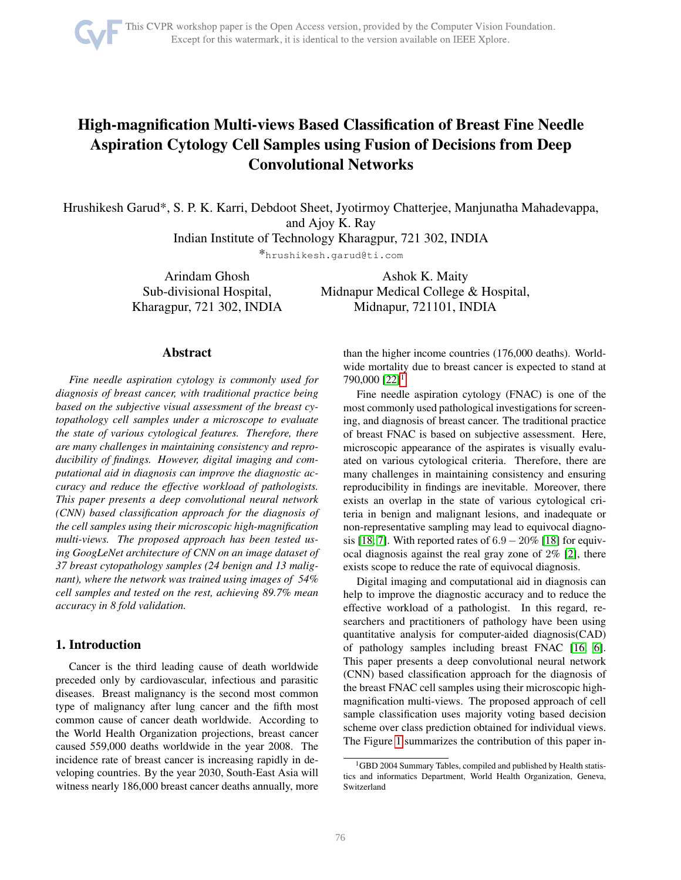# High-magnification Multi-views Based Classification of Breast Fine Needle Aspiration Cytology Cell Samples using Fusion of Decisions from Deep Convolutional Networks

Hrushikesh Garud*, S. P. K. Karri, Debdoot Sheet, Jyotirmoy Chatterjee, Manjunatha Mahadevappa, and Ajoy K. Ray

Indian Institute of Technology Kharagpur, 721 302, INDIA

*hrushikesh.garud@ti.com

Arindam Ghosh
Sub-divisional Hospital,
Kharagpur, 721 302, INDIA

Ashok K. Maity
Midnapur Medical College & Hospital,
Midnapur, 721101, INDIA

## Abstract

*Fine needle aspiration cytology is commonly used for diagnosis of breast cancer, with traditional practice being based on the subjective visual assessment of the breast cytopathology cell samples under a microscope to evaluate the state of various cytological features. Therefore, there are many challenges in maintaining consistency and reproducibility of findings. However, digital imaging and computational aid in diagnosis can improve the diagnostic accuracy and reduce the effective workload of pathologists. This paper presents a deep convolutional neural network (CNN) based classification approach for the diagnosis of the cell samples using their microscopic high-magnification multi-views. The proposed approach has been tested using GoogLeNet architecture of CNN on an image dataset of 37 breast cytopathology samples (24 benign and 13 malignant), where the network was trained using images of 54% cell samples and tested on the rest, achieving 89.7% mean accuracy in 8 fold validation.*

## 1. Introduction

Cancer is the third leading cause of death worldwide preceded only by cardiovascular, infectious and parasitic diseases. Breast malignancy is the second most common type of malignancy after lung cancer and the fifth most common cause of cancer death worldwide. According to the World Health Organization projections, breast cancer caused 559,000 deaths worldwide in the year 2008. The incidence rate of breast cancer is increasing rapidly in developing countries. By the year 2030, South-East Asia will witness nearly 186,000 breast cancer deaths annually, more than the higher income countries (176,000 deaths). Worldwide mortality due to breast cancer is expected to stand at 790,000 [22][1].

Fine needle aspiration cytology (FNAC) is one of the most commonly used pathological investigations for screening, and diagnosis of breast cancer. The traditional practice of breast FNAC is based on subjective assessment. Here, microscopic appearance of the aspirates is visually evaluated on various cytological criteria. Therefore, there are many challenges in maintaining consistency and ensuring reproducibility in findings are inevitable. Moreover, there exists an overlap in the state of various cytological criteria in benign and malignant lesions, and inadequate or non-representative sampling may lead to equivocal diagnosis [18, 7]. With reported rates of $6.9 - 20\%$ [18] for equivocal diagnosis against the real gray zone of $2\%$ [2], there exists scope to reduce the rate of equivocal diagnosis.

Digital imaging and computational aid in diagnosis can help to improve the diagnostic accuracy and to reduce the effective workload of a pathologist. In this regard, researchers and practitioners of pathology have been using quantitative analysis for computer-aided diagnosis(CAD) of pathology samples including breast FNAC [16, 6]. This paper presents a deep convolutional neural network (CNN) based classification approach for the diagnosis of the breast FNAC cell samples using their microscopic high-magnification multi-views. The proposed approach of cell sample classification uses majority voting based decision scheme over class prediction obtained for individual views. The Figure 1 summarizes the contribution of this paper in-

[1] GBD 2004 Summary Tables, compiled and published by Health statistics and informatics Department, World Health Organization, Geneva, Switzerland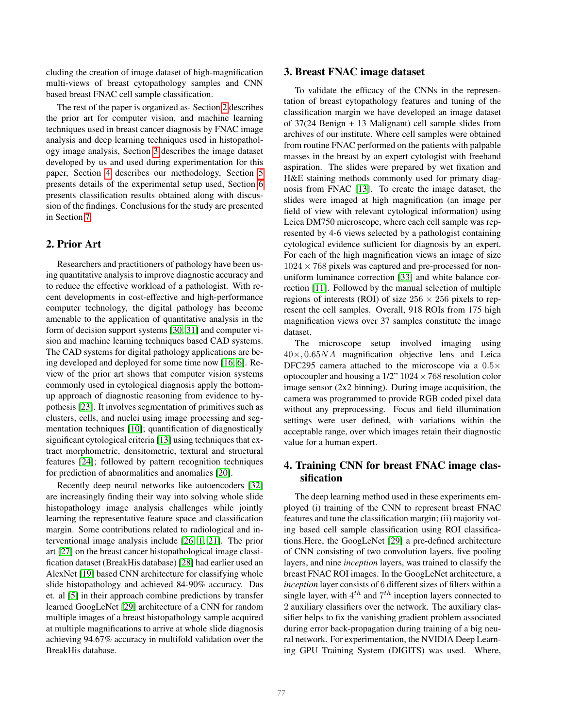cluding the creation of image dataset of high-magnification multi-views of breast cytopathology samples and CNN based breast FNAC cell sample classification.

The rest of the paper is organized as- Section 2 describes the prior art for computer vision, and machine learning techniques used in breast cancer diagnosis by FNAC image analysis and deep learning techniques used in histopathology image analysis, Section 3 describes the image dataset developed by us and used during experimentation for this paper, Section 4 describes our methodology, Section 5 presents details of the experimental setup used, Section 6 presents classification results obtained along with discussion of the findings. Conclusions for the study are presented in Section 7.

## 2. Prior Art

Researchers and practitioners of pathology have been using quantitative analysis to improve diagnostic accuracy and to reduce the effective workload of a pathologist. With recent developments in cost-effective and high-performance computer technology, the digital pathology has become amenable to the application of quantitative analysis in the form of decision support systems [30, 31] and computer vision and machine learning techniques based CAD systems. The CAD systems for digital pathology applications are being developed and deployed for some time now [16, 6]. Review of the prior art shows that computer vision systems commonly used in cytological diagnosis apply the bottom-up approach of diagnostic reasoning from evidence to hypothesis [23]. It involves segmentation of primitives such as clusters, cells, and nuclei using image processing and segmentation techniques [10]; quantification of diagnostically significant cytological criteria [13] using techniques that extract morphometric, densitometric, textural and structural features [24]; followed by pattern recognition techniques for prediction of abnormalities and anomalies [20].

Recently deep neural networks like autoencoders [32] are increasingly finding their way into solving whole slide histopathology image analysis challenges while jointly learning the representative feature space and classification margin. Some contributions related to radiological and interventional image analysis include [26, 1, 21]. The prior art [27] on the breast cancer histopathological image classification dataset (BreakHis database) [28] had earlier used an AlexNet [19] based CNN architecture for classifying whole slide histopathology and achieved 84-90% accuracy. Das et. al [5] in their approach combine predictions by transfer learned GoogLeNet [29] architecture of a CNN for random multiple images of a breast histopathology sample acquired at multiple magnifications to arrive at whole slide diagnosis achieving 94.67% accuracy in multifold validation over the BreakHis database.

## 3. Breast FNAC image dataset

To validate the efficacy of the CNNs in the representation of breast cytopathology features and tuning of the classification margin we have developed an image dataset of 37(24 Benign + 13 Malignant) cell sample slides from archives of our institute. Where cell samples were obtained from routine FNAC performed on the patients with palpable masses in the breast by an expert cytologist with freehand aspiration. The slides were prepared by wet fixation and H&E staining methods commonly used for primary diagnosis from FNAC [13]. To create the image dataset, the slides were imaged at high magnification (an image per field of view with relevant cytological information) using Leica DM750 microscope, where each cell sample was represented by 4-6 views selected by a pathologist containing cytological evidence sufficient for diagnosis by an expert. For each of the high magnification views an image of size $1024 \times 768$ pixels was captured and pre-processed for non-uniform luminance correction [33] and white balance correction [11]. Followed by the manual selection of multiple regions of interests (ROI) of size $256 \times 256$ pixels to represent the cell samples. Overall, 918 ROIs from 175 high magnification views over 37 samples constitute the image dataset.

The microscope setup involved imaging using $40\times, 0.65NA$ magnification objective lens and Leica DFC295 camera attached to the microscope via a $0.5\times$ optocoupler and housing a 1/2" $1024 \times 768$ resolution color image sensor (2x2 binning). During image acquisition, the camera was programmed to provide RGB coded pixel data without any preprocessing. Focus and field illumination settings were user defined, with variations within the acceptable range, over which images retain their diagnostic value for a human expert.

## 4. Training CNN for breast FNAC image classification

The deep learning method used in these experiments employed (i) training of the CNN to represent breast FNAC features and tune the classification margin; (ii) majority voting based cell sample classification using ROI classifications.Here, the GoogLeNet [29] a pre-defined architecture of CNN consisting of two convolution layers, five pooling layers, and nine *inception* layers, was trained to classify the breast FNAC ROI images. In the GoogLeNet architecture, a *inception* layer consists of 6 different sizes of filters within a single layer, with $4^{th}$ and $7^{th}$ inception layers connected to 2 auxiliary classifiers over the network. The auxiliary classifier helps to fix the vanishing gradient problem associated during error back-propagation during training of a big neural network. For experimentation, the NVIDIA Deep Learning GPU Training System (DIGITS) was used. Where,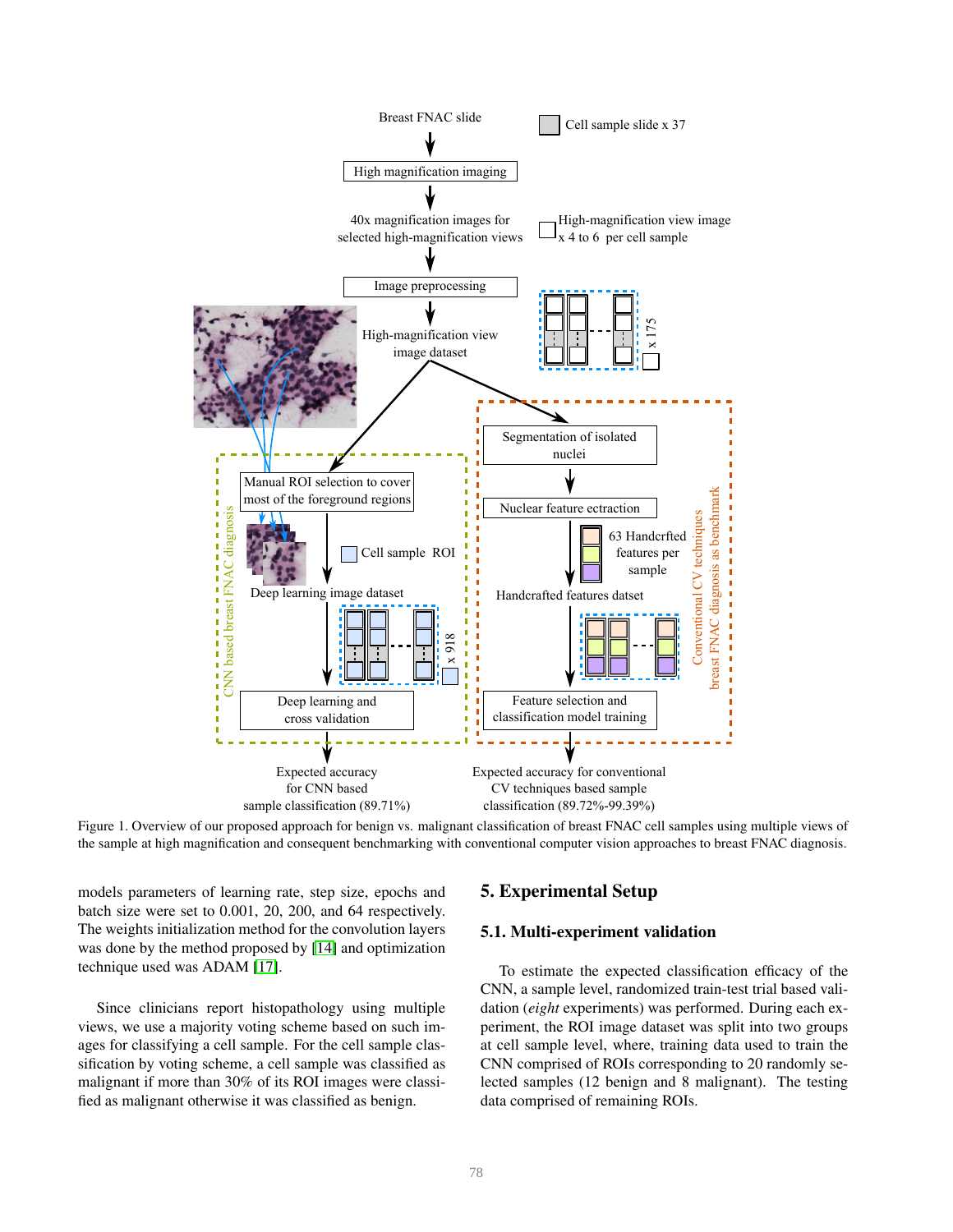Figure 1. Overview of our proposed approach for benign vs. malignant classification of breast FNAC cell samples using multiple views of the sample at high magnification and consequent benchmarking with conventional computer vision approaches to breast FNAC diagnosis.

models parameters of learning rate, step size, epochs and batch size were set to 0.001, 20, 200, and 64 respectively. The weights initialization method for the convolution layers was done by the method proposed by [14] and optimization technique used was ADAM [17].

Since clinicians report histopathology using multiple views, we use a majority voting scheme based on such images for classifying a cell sample. For the cell sample classification by voting scheme, a cell sample was classified as malignant if more than 30% of its ROI images were classified as malignant otherwise it was classified as benign.

## 5. Experimental Setup

### 5.1. Multi-experiment validation

To estimate the expected classification efficacy of the CNN, a sample level, randomized train-test trial based validation (*eight* experiments) was performed. During each experiment, the ROI image dataset was split into two groups at cell sample level, where, training data used to train the CNN comprised of ROIs corresponding to 20 randomly selected samples (12 benign and 8 malignant). The testing data comprised of remaining ROIs.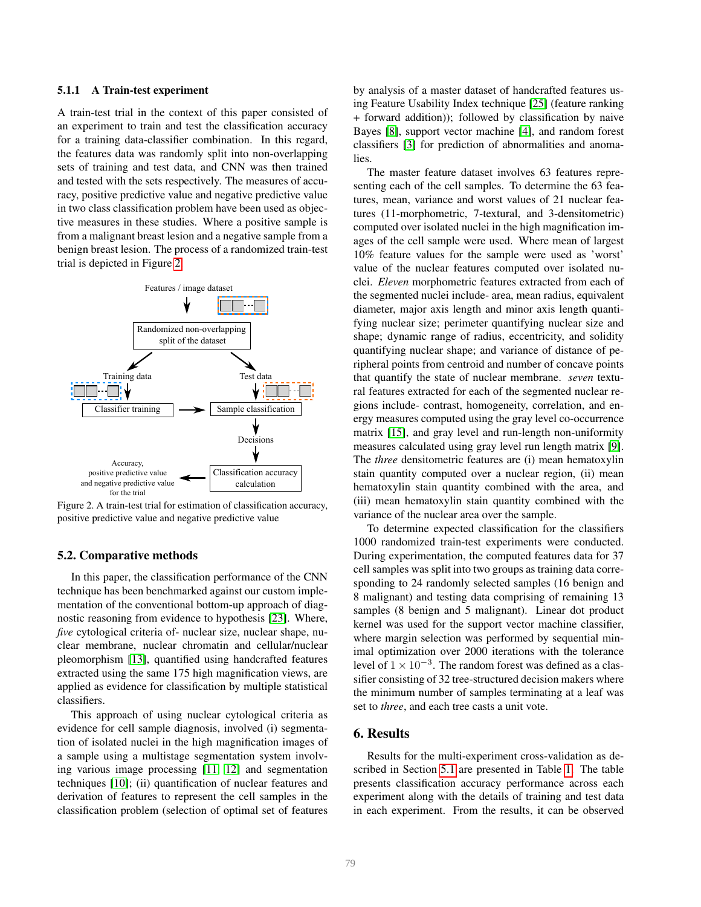#### 5.1.1 A Train-test experiment

A train-test trial in the context of this paper consisted of an experiment to train and test the classification accuracy for a training data-classifier combination. In this regard, the features data was randomly split into non-overlapping sets of training and test data, and CNN was then trained and tested with the sets respectively. The measures of accuracy, positive predictive value and negative predictive value in two class classification problem have been used as objective measures in these studies. Where a positive sample is from a malignant breast lesion and a negative sample from a benign breast lesion. The process of a randomized train-test trial is depicted in Figure 2.

Figure 2. A train-test trial for estimation of classification accuracy, positive predictive value and negative predictive value

### 5.2. Comparative methods

In this paper, the classification performance of the CNN technique has been benchmarked against our custom implementation of the conventional bottom-up approach of diagnostic reasoning from evidence to hypothesis [23]. Where, *five* cytological criteria of- nuclear size, nuclear shape, nuclear membrane, nuclear chromatin and cellular/nuclear pleomorphism [13], quantified using handcrafted features extracted using the same 175 high magnification views, are applied as evidence for classification by multiple statistical classifiers.

This approach of using nuclear cytological criteria as evidence for cell sample diagnosis, involved (i) segmentation of isolated nuclei in the high magnification images of a sample using a multistage segmentation system involving various image processing [11, 12] and segmentation techniques [10]; (ii) quantification of nuclear features and derivation of features to represent the cell samples in the classification problem (selection of optimal set of features by analysis of a master dataset of handcrafted features using Feature Usability Index technique [25] (feature ranking + forward addition)); followed by classification by naive Bayes [8], support vector machine [4], and random forest classifiers [3] for prediction of abnormalities and anomalies.

The master feature dataset involves 63 features representing each of the cell samples. To determine the 63 features, mean, variance and worst values of 21 nuclear features (11-morphometric, 7-textural, and 3-densitometric) computed over isolated nuclei in the high magnification images of the cell sample were used. Where mean of largest 10% feature values for the sample were used as 'worst' value of the nuclear features computed over isolated nuclei. *Eleven* morphometric features extracted from each of the segmented nuclei include- area, mean radius, equivalent diameter, major axis length and minor axis length quantifying nuclear size; perimeter quantifying nuclear size and shape; dynamic range of radius, eccentricity, and solidity quantifying nuclear shape; and variance of distance of peripheral points from centroid and number of concave points that quantify the state of nuclear membrane. *seven* textural features extracted for each of the segmented nuclear regions include- contrast, homogeneity, correlation, and energy measures computed using the gray level co-occurrence matrix [15], and gray level and run-length non-uniformity measures calculated using gray level run length matrix [9]. The *three* densitometric features are (i) mean hematoxylin stain quantity computed over a nuclear region, (ii) mean hematoxylin stain quantity combined with the area, and (iii) mean hematoxylin stain quantity combined with the variance of the nuclear area over the sample.

To determine expected classification for the classifiers 1000 randomized train-test experiments were conducted. During experimentation, the computed features data for 37 cell samples was split into two groups as training data corresponding to 24 randomly selected samples (16 benign and 8 malignant) and testing data comprising of remaining 13 samples (8 benign and 5 malignant). Linear dot product kernel was used for the support vector machine classifier, where margin selection was performed by sequential minimal optimization over 2000 iterations with the tolerance level of $1 \times 10^{-3}$. The random forest was defined as a classifier consisting of 32 tree-structured decision makers where the minimum number of samples terminating at a leaf was set to *three*, and each tree casts a unit vote.

## 6. Results

Results for the multi-experiment cross-validation as described in Section 5.1 are presented in Table 1. The table presents classification accuracy performance across each experiment along with the details of training and test data in each experiment. From the results, it can be observed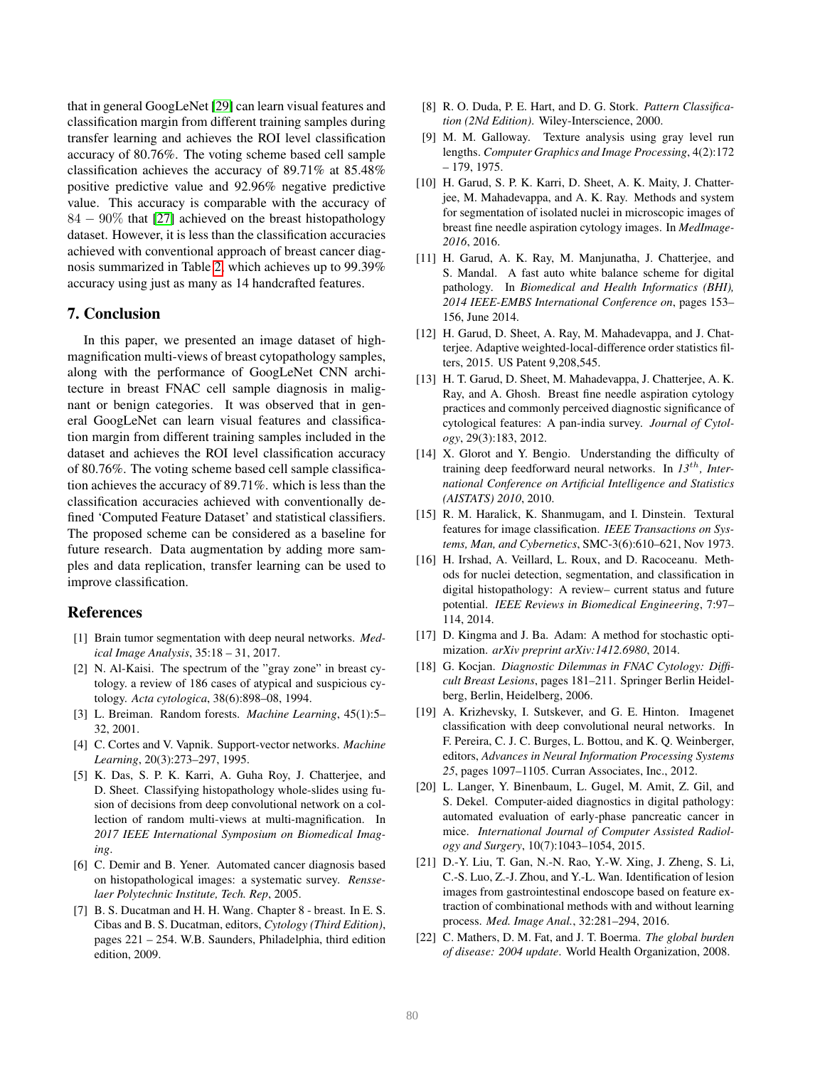that in general GoogLeNet [29] can learn visual features and classification margin from different training samples during transfer learning and achieves the ROI level classification accuracy of 80.76%. The voting scheme based cell sample classification achieves the accuracy of 89.71% at 85.48% positive predictive value and 92.96% negative predictive value. This accuracy is comparable with the accuracy of $84 - 90\%$ that [27] achieved on the breast histopathology dataset. However, it is less than the classification accuracies achieved with conventional approach of breast cancer diagnosis summarized in Table 2, which achieves up to 99.39% accuracy using just as many as 14 handcrafted features.

## 7. Conclusion

In this paper, we presented an image dataset of high-magnification multi-views of breast cytopathology samples, along with the performance of GoogLeNet CNN architecture in breast FNAC cell sample diagnosis in malignant or benign categories. It was observed that in general GoogLeNet can learn visual features and classification margin from different training samples included in the dataset and achieves the ROI level classification accuracy of 80.76%. The voting scheme based cell sample classification achieves the accuracy of 89.71%. which is less than the classification accuracies achieved with conventionally defined 'Computed Feature Dataset' and statistical classifiers. The proposed scheme can be considered as a baseline for future research. Data augmentation by adding more samples and data replication, transfer learning can be used to improve classification.

## References

[1] Brain tumor segmentation with deep neural networks. *Medical Image Analysis*, 35:18 – 31, 2017.

[2] N. Al-Kaisi. The spectrum of the "gray zone" in breast cytology. a review of 186 cases of atypical and suspicious cytology. *Acta cytologica*, 38(6):898–08, 1994.

[3] L. Breiman. Random forests. *Machine Learning*, 45(1):5–32, 2001.

[4] C. Cortes and V. Vapnik. Support-vector networks. *Machine Learning*, 20(3):273–297, 1995.

[5] K. Das, S. P. K. Karri, A. Guha Roy, J. Chatterjee, and D. Sheet. Classifying histopathology whole-slides using fusion of decisions from deep convolutional network on a collection of random multi-views at multi-magnification. In *2017 IEEE International Symposium on Biomedical Imaging*.

[6] C. Demir and B. Yener. Automated cancer diagnosis based on histopathological images: a systematic survey. *Rensselaer Polytechnic Institute, Tech. Rep*, 2005.

[7] B. S. Ducatman and H. H. Wang. Chapter 8 - breast. In E. S. Cibas and B. S. Ducatman, editors, *Cytology (Third Edition)*, pages 221 – 254. W.B. Saunders, Philadelphia, third edition edition, 2009.

[8] R. O. Duda, P. E. Hart, and D. G. Stork. *Pattern Classification (2Nd Edition)*. Wiley-Interscience, 2000.

[9] M. M. Galloway. Texture analysis using gray level run lengths. *Computer Graphics and Image Processing*, 4(2):172 – 179, 1975.

[10] H. Garud, S. P. K. Karri, D. Sheet, A. K. Maity, J. Chatterjee, M. Mahadevappa, and A. K. Ray. Methods and system for segmentation of isolated nuclei in microscopic images of breast fine needle aspiration cytology images. In *MedImage-2016*, 2016.

[11] H. Garud, A. K. Ray, M. Manjunatha, J. Chatterjee, and S. Mandal. A fast auto white balance scheme for digital pathology. In *Biomedical and Health Informatics (BHI), 2014 IEEE-EMBS International Conference on*, pages 153–156, June 2014.

[12] H. Garud, D. Sheet, A. Ray, M. Mahadevappa, and J. Chatterjee. Adaptive weighted-local-difference order statistics filters, 2015. US Patent 9,208,545.

[13] H. T. Garud, D. Sheet, M. Mahadevappa, J. Chatterjee, A. K. Ray, and A. Ghosh. Breast fine needle aspiration cytology practices and commonly perceived diagnostic significance of cytological features: A pan-india survey. *Journal of Cytology*, 29(3):183, 2012.

[14] X. Glorot and Y. Bengio. Understanding the difficulty of training deep feedforward neural networks. In *$13^{th}$, International Conference on Artificial Intelligence and Statistics (AISTATS) 2010*, 2010.

[15] R. M. Haralick, K. Shanmugam, and I. Dinstein. Textural features for image classification. *IEEE Transactions on Systems, Man, and Cybernetics*, SMC-3(6):610–621, Nov 1973.

[16] H. Irshad, A. Veillard, L. Roux, and D. Racoceanu. Methods for nuclei detection, segmentation, and classification in digital histopathology: A review– current status and future potential. *IEEE Reviews in Biomedical Engineering*, 7:97–114, 2014.

[17] D. Kingma and J. Ba. Adam: A method for stochastic optimization. *arXiv preprint arXiv:1412.6980*, 2014.

[18] G. Kocjan. *Diagnostic Dilemmas in FNAC Cytology: Difficult Breast Lesions*, pages 181–211. Springer Berlin Heidelberg, Berlin, Heidelberg, 2006.

[19] A. Krizhevsky, I. Sutskever, and G. E. Hinton. Imagenet classification with deep convolutional neural networks. In F. Pereira, C. J. C. Burges, L. Bottou, and K. Q. Weinberger, editors, *Advances in Neural Information Processing Systems 25*, pages 1097–1105. Curran Associates, Inc., 2012.

[20] L. Langer, Y. Binenbaum, L. Gugel, M. Amit, Z. Gil, and S. Dekel. Computer-aided diagnostics in digital pathology: automated evaluation of early-phase pancreatic cancer in mice. *International Journal of Computer Assisted Radiology and Surgery*, 10(7):1043–1054, 2015.

[21] D.-Y. Liu, T. Gan, N.-N. Rao, Y.-W. Xing, J. Zheng, S. Li, C.-S. Luo, Z.-J. Zhou, and Y.-L. Wan. Identification of lesion images from gastrointestinal endoscope based on feature extraction of combinational methods with and without learning process. *Med. Image Anal.*, 32:281–294, 2016.

[22] C. Mathers, D. M. Fat, and J. T. Boerma. *The global burden of disease: 2004 update*. World Health Organization, 2008.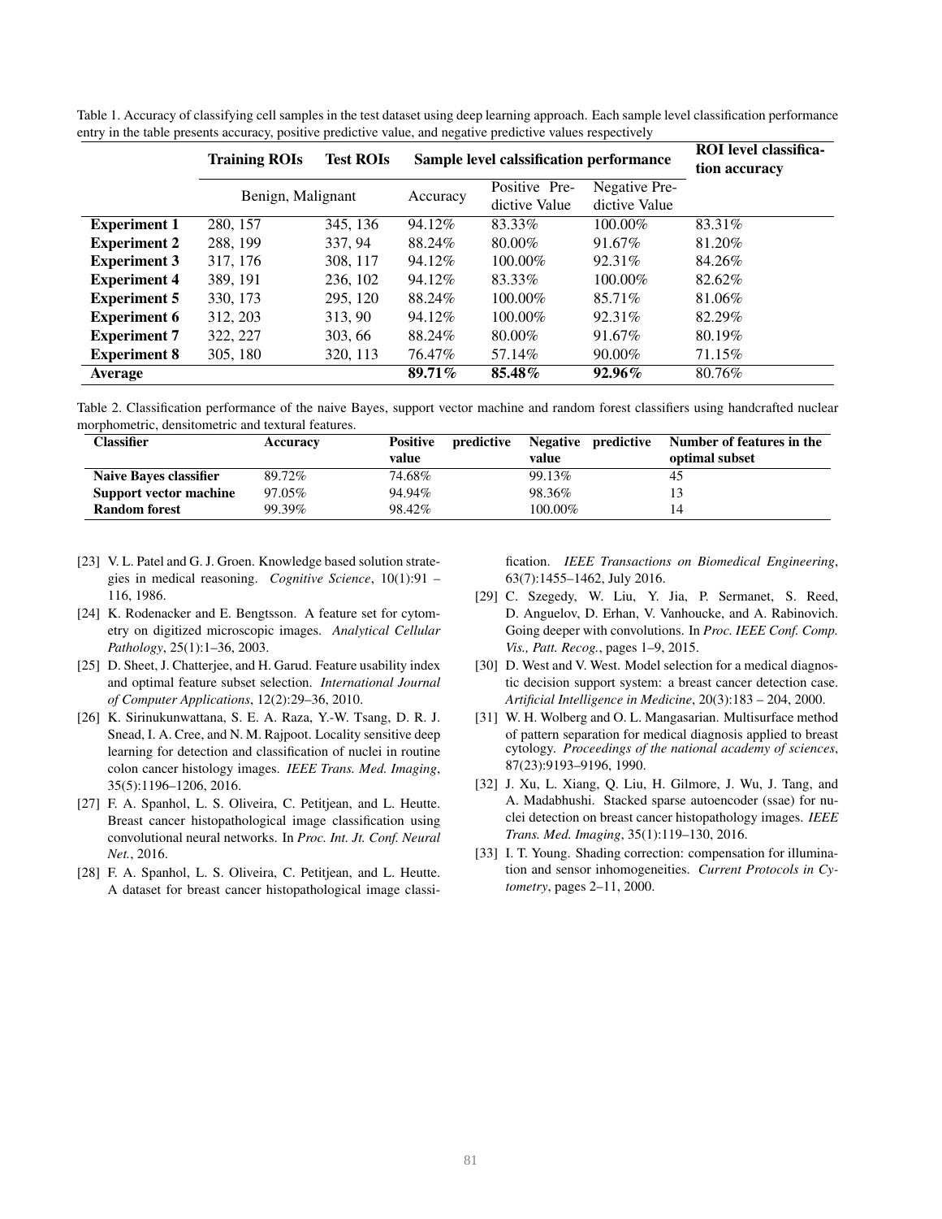Table 1. Accuracy of classifying cell samples in the test dataset using deep learning approach. Each sample level classification performance entry in the table presents accuracy, positive predictive value, and negative predictive values respectively

| | Training ROIs | Test ROIs | Sample level calssification performance | | | ROI level classification accuracy |
|---|---|---|---|---|---|---|
| | Benign, Malignant | | Accuracy | Positive Predictive Value | Negative Predictive Value | |
| **Experiment 1** | 280, 157 | 345, 136 | 94.12% | 83.33% | 100.00% | 83.31% |
| **Experiment 2** | 288, 199 | 337, 94 | 88.24% | 80.00% | 91.67% | 81.20% |
| **Experiment 3** | 317, 176 | 308, 117 | 94.12% | 100.00% | 92.31% | 84.26% |
| **Experiment 4** | 389, 191 | 236, 102 | 94.12% | 83.33% | 100.00% | 82.62% |
| **Experiment 5** | 330, 173 | 295, 120 | 88.24% | 100.00% | 85.71% | 81.06% |
| **Experiment 6** | 312, 203 | 313, 90 | 94.12% | 100.00% | 92.31% | 82.29% |
| **Experiment 7** | 322, 227 | 303, 66 | 88.24% | 80.00% | 91.67% | 80.19% |
| **Experiment 8** | 305, 180 | 320, 113 | 76.47% | 57.14% | 90.00% | 71.15% |
| **Average** | | | **89.71%** | **85.48%** | **92.96%** | 80.76% |

Table 2. Classification performance of the naive Bayes, support vector machine and random forest classifiers using handcrafted nuclear morphometric, densitometric and textural features.

| Classifier | Accuracy | Positive predictive value | Negative predictive value | Number of features in the optimal subset |
|---|---|---|---|---|
| **Naive Bayes classifier** | 89.72% | 74.68% | 99.13% | 45 |
| **Support vector machine** | 97.05% | 94.94% | 98.36% | 13 |
| **Random forest** | 99.39% | 98.42% | 100.00% | 14 |

[23] V. L. Patel and G. J. Groen. Knowledge based solution strategies in medical reasoning. *Cognitive Science*, 10(1):91 – 116, 1986.

[24] K. Rodenacker and E. Bengtsson. A feature set for cytometry on digitized microscopic images. *Analytical Cellular Pathology*, 25(1):1–36, 2003.

[25] D. Sheet, J. Chatterjee, and H. Garud. Feature usability index and optimal feature subset selection. *International Journal of Computer Applications*, 12(2):29–36, 2010.

[26] K. Sirinukunwattana, S. E. A. Raza, Y.-W. Tsang, D. R. J. Snead, I. A. Cree, and N. M. Rajpoot. Locality sensitive deep learning for detection and classification of nuclei in routine colon cancer histology images. *IEEE Trans. Med. Imaging*, 35(5):1196–1206, 2016.

[27] F. A. Spanhol, L. S. Oliveira, C. Petitjean, and L. Heutte. Breast cancer histopathological image classification using convolutional neural networks. In *Proc. Int. Jt. Conf. Neural Net.*, 2016.

[28] F. A. Spanhol, L. S. Oliveira, C. Petitjean, and L. Heutte. A dataset for breast cancer histopathological image classification. *IEEE Transactions on Biomedical Engineering*, 63(7):1455–1462, July 2016.

[29] C. Szegedy, W. Liu, Y. Jia, P. Sermanet, S. Reed, D. Anguelov, D. Erhan, V. Vanhoucke, and A. Rabinovich. Going deeper with convolutions. In *Proc. IEEE Conf. Comp. Vis., Patt. Recog.*, pages 1–9, 2015.

[30] D. West and V. West. Model selection for a medical diagnostic decision support system: a breast cancer detection case. *Artificial Intelligence in Medicine*, 20(3):183 – 204, 2000.

[31] W. H. Wolberg and O. L. Mangasarian. Multisurface method of pattern separation for medical diagnosis applied to breast cytology. *Proceedings of the national academy of sciences*, 87(23):9193–9196, 1990.

[32] J. Xu, L. Xiang, Q. Liu, H. Gilmore, J. Wu, J. Tang, and A. Madabhushi. Stacked sparse autoencoder (ssae) for nuclei detection on breast cancer histopathology images. *IEEE Trans. Med. Imaging*, 35(1):119–130, 2016.

[33] I. T. Young. Shading correction: compensation for illumination and sensor inhomogeneities. *Current Protocols in Cytometry*, pages 2–11, 2000.